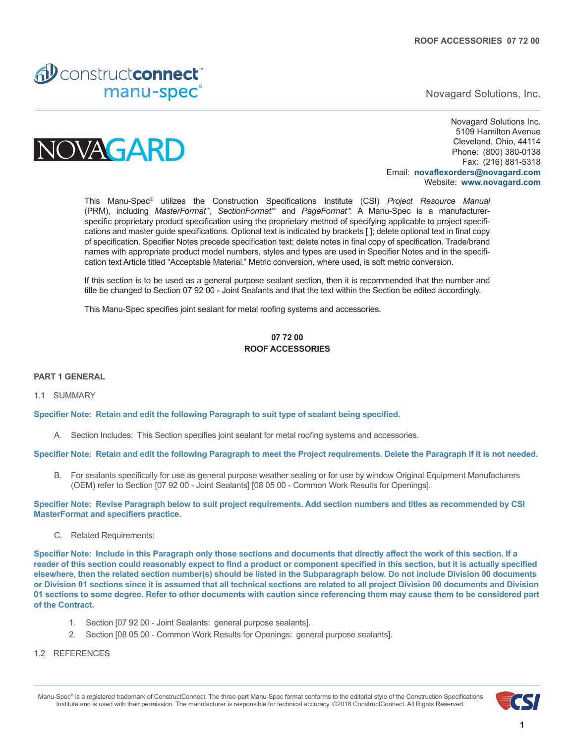Novagard Solutions, Inc.

Novagard Solutions Inc.
5109 Hamilton Avenue
Cleveland, Ohio, 44114
Phone: (800) 380-0138
Fax: (216) 881-5318
Email: **novaflexorders@novagard.com**
Website: **www.novagard.com**

This Manu-Spec® utilizes the Construction Specifications Institute (CSI) *Project Resource Manual* (PRM), including *MasterFormat*™, *SectionFormat*™ and *PageFormat*™. A Manu-Spec is a manufacturer-specific proprietary product specification using the proprietary method of specifying applicable to project specifications and master guide specifications. Optional text is indicated by brackets [ ]; delete optional text in final copy of specification. Specifier Notes precede specification text; delete notes in final copy of specification. Trade/brand names with appropriate product model numbers, styles and types are used in Specifier Notes and in the specification text Article titled "Acceptable Material." Metric conversion, where used, is soft metric conversion.

If this section is to be used as a general purpose sealant section, then it is recommended that the number and title be changed to Section 07 92 00 - Joint Sealants and that the text within the Section be edited accordingly.

This Manu-Spec specifies joint sealant for metal roofing systems and accessories.

# 07 72 00
# ROOF ACCESSORIES

## PART 1 GENERAL

1.1 SUMMARY

**Specifier Note: Retain and edit the following Paragraph to suit type of sealant being specified.**

A. Section Includes: This Section specifies joint sealant for metal roofing systems and accessories.

**Specifier Note: Retain and edit the following Paragraph to meet the Project requirements. Delete the Paragraph if it is not needed.**

B. For sealants specifically for use as general purpose weather sealing or for use by window Original Equipment Manufacturers (OEM) refer to Section [07 92 00 - Joint Sealants] [08 05 00 - Common Work Results for Openings].

**Specifier Note: Revise Paragraph below to suit project requirements. Add section numbers and titles as recommended by CSI MasterFormat and specifiers practice.**

C. Related Requirements:

**Specifier Note: Include in this Paragraph only those sections and documents that directly affect the work of this section. If a reader of this section could reasonably expect to find a product or component specified in this section, but it is actually specified elsewhere, then the related section number(s) should be listed in the Subparagraph below. Do not include Division 00 documents or Division 01 sections since it is assumed that all technical sections are related to all project Division 00 documents and Division 01 sections to some degree. Refer to other documents with caution since referencing them may cause them to be considered part of the Contract.**

1. Section [07 92 00 - Joint Sealants: general purpose sealants].
2. Section [08 05 00 - Common Work Results for Openings: general purpose sealants].

1.2 REFERENCES

Manu-Spec® is a registered trademark of ConstructConnect. The three-part Manu-Spec format conforms to the editorial style of the Construction Specifications Institute and is used with their permission. The manufacturer is responsible for technical accuracy. ©2018 ConstructConnect. All Rights Reserved.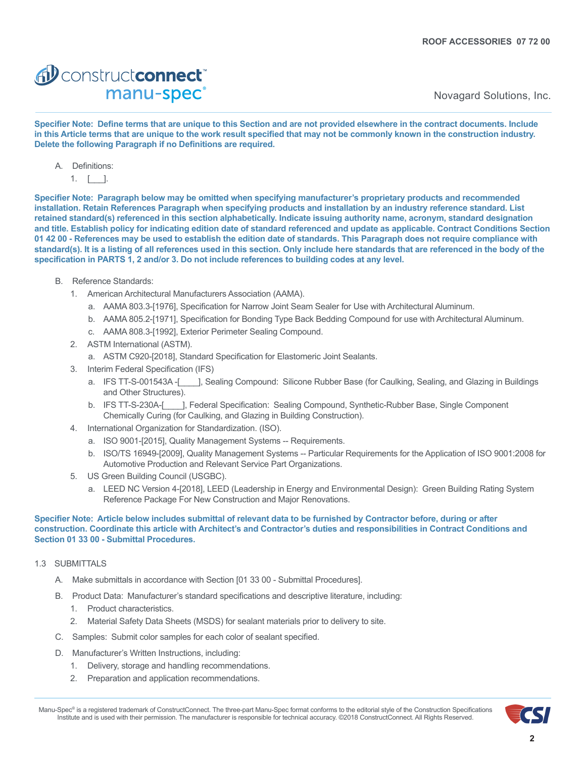**Specifier Note: Define terms that are unique to this Section and are not provided elsewhere in the contract documents. Include in this Article terms that are unique to the work result specified that may not be commonly known in the construction industry. Delete the following Paragraph if no Definitions are required.**

A. Definitions:
   1. [___].

**Specifier Note: Paragraph below may be omitted when specifying manufacturer's proprietary products and recommended installation. Retain References Paragraph when specifying products and installation by an industry reference standard. List retained standard(s) referenced in this section alphabetically. Indicate issuing authority name, acronym, standard designation and title. Establish policy for indicating edition date of standard referenced and update as applicable. Contract Conditions Section 01 42 00 - References may be used to establish the edition date of standards. This Paragraph does not require compliance with standard(s). It is a listing of all references used in this section. Only include here standards that are referenced in the body of the specification in PARTS 1, 2 and/or 3. Do not include references to building codes at any level.**

B. Reference Standards:
   1. American Architectural Manufacturers Association (AAMA).
      a. AAMA 803.3-[1976], Specification for Narrow Joint Seam Sealer for Use with Architectural Aluminum.
      b. AAMA 805.2-[1971], Specification for Bonding Type Back Bedding Compound for use with Architectural Aluminum.
      c. AAMA 808.3-[1992], Exterior Perimeter Sealing Compound.
   2. ASTM International (ASTM).
      a. ASTM C920-[2018], Standard Specification for Elastomeric Joint Sealants.
   3. Interim Federal Specification (IFS)
      a. IFS TT-S-001543A -[____], Sealing Compound: Silicone Rubber Base (for Caulking, Sealing, and Glazing in Buildings and Other Structures).
      b. IFS TT-S-230A-[____], Federal Specification: Sealing Compound, Synthetic-Rubber Base, Single Component Chemically Curing (for Caulking, and Glazing in Building Construction).
   4. International Organization for Standardization. (ISO).
      a. ISO 9001-[2015], Quality Management Systems -- Requirements.
      b. ISO/TS 16949-[2009], Quality Management Systems -- Particular Requirements for the Application of ISO 9001:2008 for Automotive Production and Relevant Service Part Organizations.
   5. US Green Building Council (USGBC).
      a. LEED NC Version 4-[2018], LEED (Leadership in Energy and Environmental Design): Green Building Rating System Reference Package For New Construction and Major Renovations.

**Specifier Note: Article below includes submittal of relevant data to be furnished by Contractor before, during or after construction. Coordinate this article with Architect's and Contractor's duties and responsibilities in Contract Conditions and Section 01 33 00 - Submittal Procedures.**

1.3 SUBMITTALS

A. Make submittals in accordance with Section [01 33 00 - Submittal Procedures].

B. Product Data: Manufacturer's standard specifications and descriptive literature, including:
   1. Product characteristics.
   2. Material Safety Data Sheets (MSDS) for sealant materials prior to delivery to site.

C. Samples: Submit color samples for each color of sealant specified.

D. Manufacturer's Written Instructions, including:
   1. Delivery, storage and handling recommendations.
   2. Preparation and application recommendations.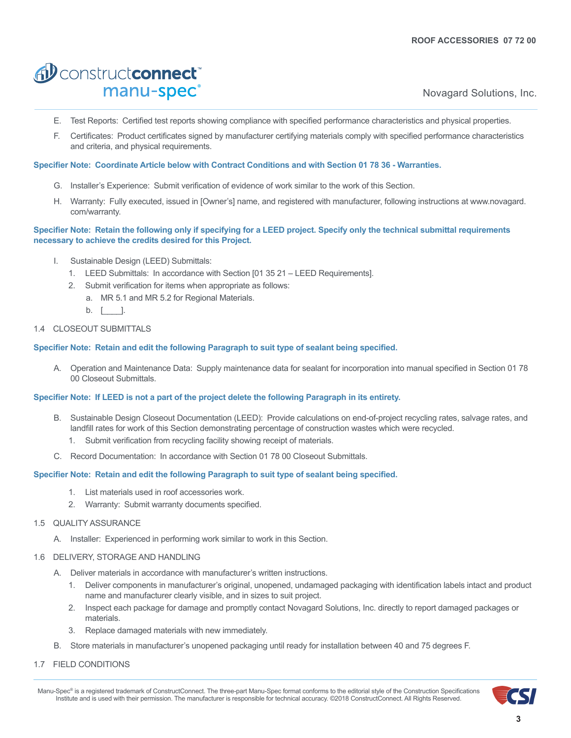E. Test Reports: Certified test reports showing compliance with specified performance characteristics and physical properties.

F. Certificates: Product certificates signed by manufacturer certifying materials comply with specified performance characteristics and criteria, and physical requirements.

**Specifier Note: Coordinate Article below with Contract Conditions and with Section 01 78 36 - Warranties.**

G. Installer's Experience: Submit verification of evidence of work similar to the work of this Section.

H. Warranty: Fully executed, issued in [Owner's] name, and registered with manufacturer, following instructions at www.novagard.com/warranty.

**Specifier Note: Retain the following only if specifying for a LEED project. Specify only the technical submittal requirements necessary to achieve the credits desired for this Project.**

I. Sustainable Design (LEED) Submittals:
   1. LEED Submittals: In accordance with Section [01 35 21 – LEED Requirements].
   2. Submit verification for items when appropriate as follows:
      a. MR 5.1 and MR 5.2 for Regional Materials.
      b. [____].

1.4 CLOSEOUT SUBMITTALS

**Specifier Note: Retain and edit the following Paragraph to suit type of sealant being specified.**

A. Operation and Maintenance Data: Supply maintenance data for sealant for incorporation into manual specified in Section 01 78 00 Closeout Submittals.

**Specifier Note: If LEED is not a part of the project delete the following Paragraph in its entirety.**

B. Sustainable Design Closeout Documentation (LEED): Provide calculations on end-of-project recycling rates, salvage rates, and landfill rates for work of this Section demonstrating percentage of construction wastes which were recycled.
   1. Submit verification from recycling facility showing receipt of materials.

C. Record Documentation: In accordance with Section 01 78 00 Closeout Submittals.

**Specifier Note: Retain and edit the following Paragraph to suit type of sealant being specified.**

   1. List materials used in roof accessories work.
   2. Warranty: Submit warranty documents specified.

1.5 QUALITY ASSURANCE

A. Installer: Experienced in performing work similar to work in this Section.

1.6 DELIVERY, STORAGE AND HANDLING

A. Deliver materials in accordance with manufacturer's written instructions.
   1. Deliver components in manufacturer's original, unopened, undamaged packaging with identification labels intact and product name and manufacturer clearly visible, and in sizes to suit project.
   2. Inspect each package for damage and promptly contact Novagard Solutions, Inc. directly to report damaged packages or materials.
   3. Replace damaged materials with new immediately.

B. Store materials in manufacturer's unopened packaging until ready for installation between 40 and 75 degrees F.

1.7 FIELD CONDITIONS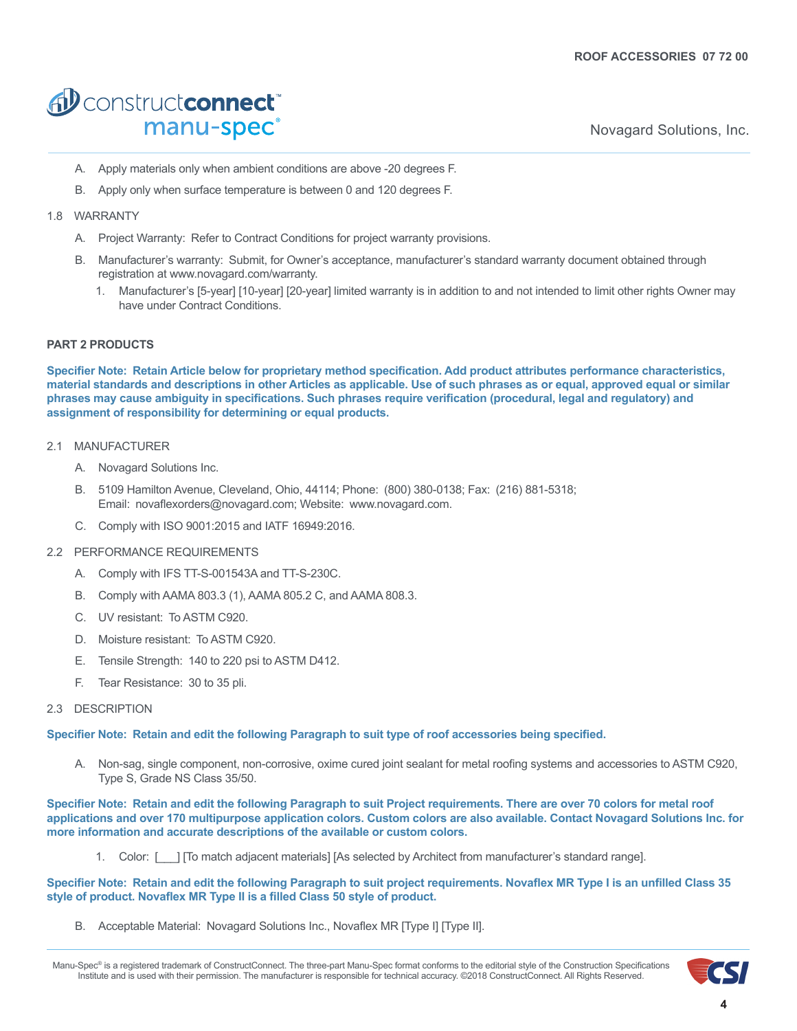A. Apply materials only when ambient conditions are above -20 degrees F.

B. Apply only when surface temperature is between 0 and 120 degrees F.

1.8 WARRANTY

A. Project Warranty: Refer to Contract Conditions for project warranty provisions.

B. Manufacturer's warranty: Submit, for Owner's acceptance, manufacturer's standard warranty document obtained through registration at www.novagard.com/warranty.

1. Manufacturer's [5-year] [10-year] [20-year] limited warranty is in addition to and not intended to limit other rights Owner may have under Contract Conditions.

## PART 2 PRODUCTS

**Specifier Note: Retain Article below for proprietary method specification. Add product attributes performance characteristics, material standards and descriptions in other Articles as applicable. Use of such phrases as or equal, approved equal or similar phrases may cause ambiguity in specifications. Such phrases require verification (procedural, legal and regulatory) and assignment of responsibility for determining or equal products.**

2.1 MANUFACTURER

A. Novagard Solutions Inc.

B. 5109 Hamilton Avenue, Cleveland, Ohio, 44114; Phone: (800) 380-0138; Fax: (216) 881-5318; Email: novaflexorders@novagard.com; Website: www.novagard.com.

C. Comply with ISO 9001:2015 and IATF 16949:2016.

2.2 PERFORMANCE REQUIREMENTS

A. Comply with IFS TT-S-001543A and TT-S-230C.

B. Comply with AAMA 803.3 (1), AAMA 805.2 C, and AAMA 808.3.

C. UV resistant: To ASTM C920.

D. Moisture resistant: To ASTM C920.

E. Tensile Strength: 140 to 220 psi to ASTM D412.

F. Tear Resistance: 30 to 35 pli.

2.3 DESCRIPTION

**Specifier Note: Retain and edit the following Paragraph to suit type of roof accessories being specified.**

A. Non-sag, single component, non-corrosive, oxime cured joint sealant for metal roofing systems and accessories to ASTM C920, Type S, Grade NS Class 35/50.

**Specifier Note: Retain and edit the following Paragraph to suit Project requirements. There are over 70 colors for metal roof applications and over 170 multipurpose application colors. Custom colors are also available. Contact Novagard Solutions Inc. for more information and accurate descriptions of the available or custom colors.**

1. Color: [___] [To match adjacent materials] [As selected by Architect from manufacturer's standard range].

**Specifier Note: Retain and edit the following Paragraph to suit project requirements. Novaflex MR Type I is an unfilled Class 35 style of product. Novaflex MR Type II is a filled Class 50 style of product.**

B. Acceptable Material: Novagard Solutions Inc., Novaflex MR [Type I] [Type II].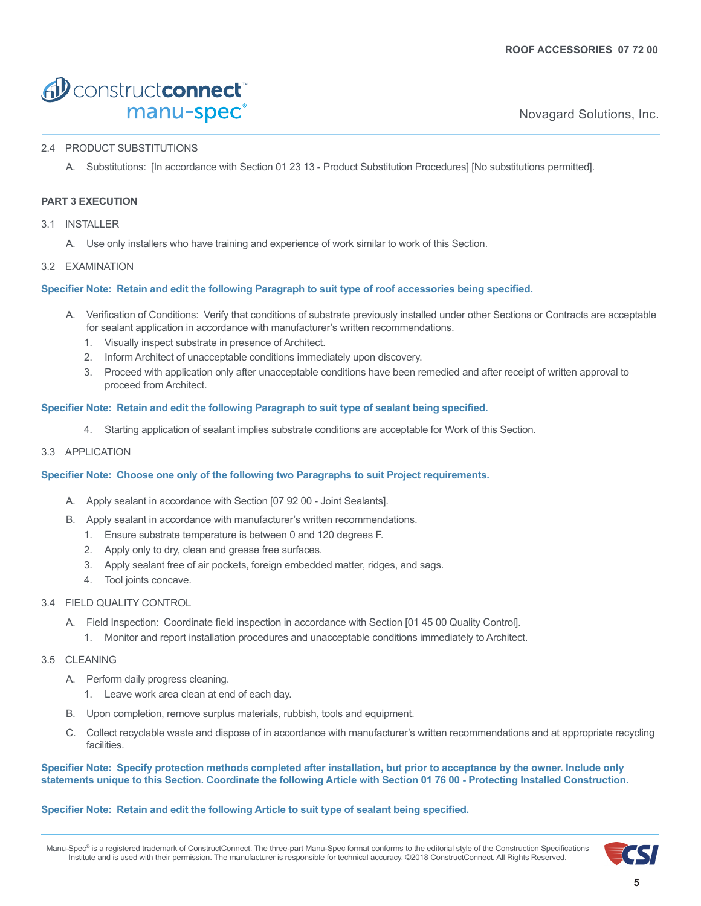2.4 PRODUCT SUBSTITUTIONS

A. Substitutions: [In accordance with Section 01 23 13 - Product Substitution Procedures] [No substitutions permitted].

**PART 3 EXECUTION**

3.1 INSTALLER

A. Use only installers who have training and experience of work similar to work of this Section.

3.2 EXAMINATION

**Specifier Note: Retain and edit the following Paragraph to suit type of roof accessories being specified.**

A. Verification of Conditions: Verify that conditions of substrate previously installed under other Sections or Contracts are acceptable for sealant application in accordance with manufacturer's written recommendations.
   1. Visually inspect substrate in presence of Architect.
   2. Inform Architect of unacceptable conditions immediately upon discovery.
   3. Proceed with application only after unacceptable conditions have been remedied and after receipt of written approval to proceed from Architect.

**Specifier Note: Retain and edit the following Paragraph to suit type of sealant being specified.**

   4. Starting application of sealant implies substrate conditions are acceptable for Work of this Section.

3.3 APPLICATION

**Specifier Note: Choose one only of the following two Paragraphs to suit Project requirements.**

A. Apply sealant in accordance with Section [07 92 00 - Joint Sealants].

B. Apply sealant in accordance with manufacturer's written recommendations.
   1. Ensure substrate temperature is between 0 and 120 degrees F.
   2. Apply only to dry, clean and grease free surfaces.
   3. Apply sealant free of air pockets, foreign embedded matter, ridges, and sags.
   4. Tool joints concave.

3.4 FIELD QUALITY CONTROL

A. Field Inspection: Coordinate field inspection in accordance with Section [01 45 00 Quality Control].
   1. Monitor and report installation procedures and unacceptable conditions immediately to Architect.

3.5 CLEANING

A. Perform daily progress cleaning.
   1. Leave work area clean at end of each day.

B. Upon completion, remove surplus materials, rubbish, tools and equipment.

C. Collect recyclable waste and dispose of in accordance with manufacturer's written recommendations and at appropriate recycling facilities.

**Specifier Note: Specify protection methods completed after installation, but prior to acceptance by the owner. Include only statements unique to this Section. Coordinate the following Article with Section 01 76 00 - Protecting Installed Construction.**

**Specifier Note: Retain and edit the following Article to suit type of sealant being specified.**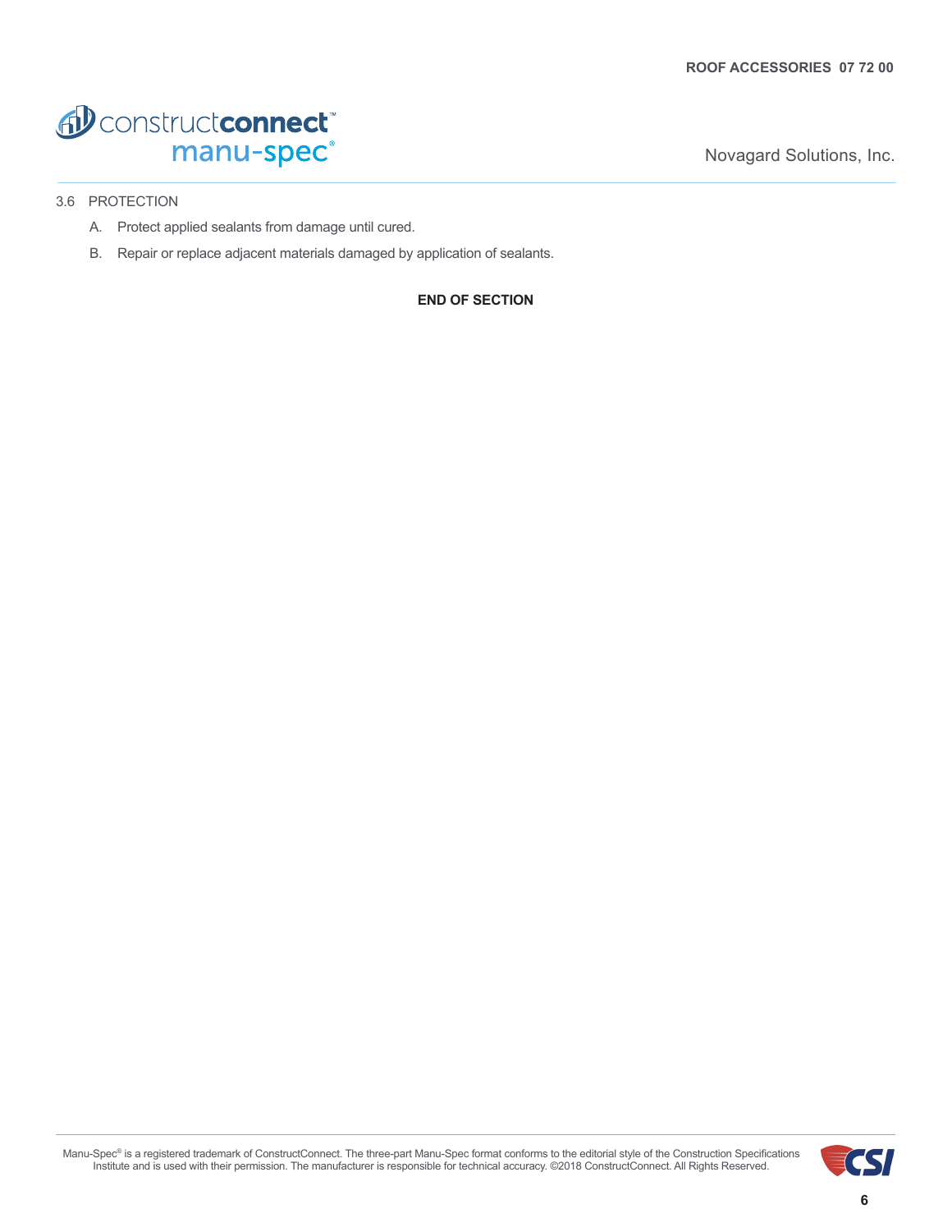3.6 PROTECTION

A. Protect applied sealants from damage until cured.

B. Repair or replace adjacent materials damaged by application of sealants.

**END OF SECTION**